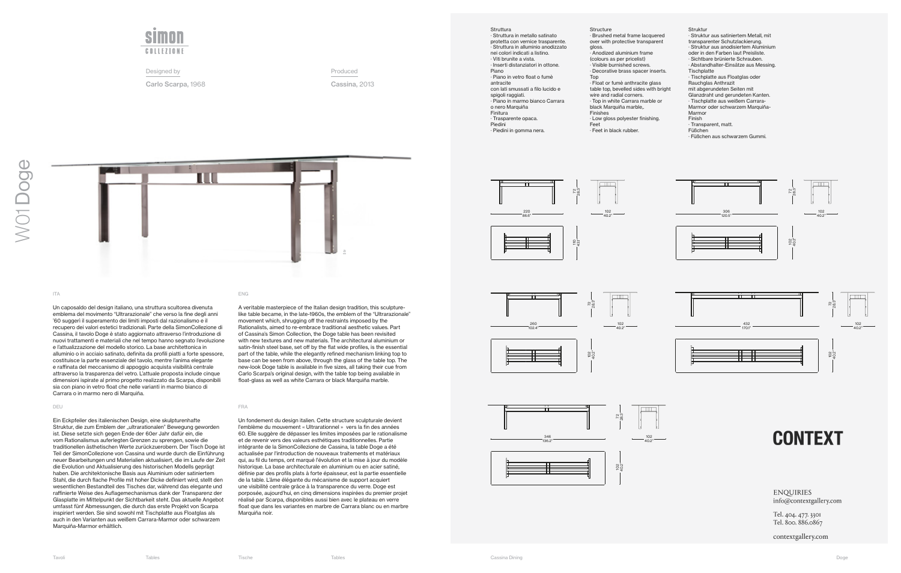simon
COLLEZIONE

# W01 Doge

Designed by
**Carlo Scarpa**, 1968

Produced
**Cassina**, 2013

ITA

Un caposaldo del design italiano, una struttura scultorea divenuta emblema del movimento "Ultrarazionale" che verso la fine degli anni '60 suggerì il superamento dei limiti imposti dal razionalismo e il recupero dei valori estetici tradizionali. Parte della SimonCollezione di Cassina, il tavolo Doge è stato aggiornato attraverso l'introduzione di nuovi trattamenti e materiali che nel tempo hanno segnato l'evoluzione e l'attualizzazione del modello storico. La base architettonica in alluminio o in acciaio satinato, definita da profili piatti a forte spessore, costituisce la parte essenziale del tavolo, mentre l'anima elegante e raffinata del meccanismo di appoggio acquista visibilità centrale attraverso la trasparenza del vetro. L'attuale proposta include cinque dimensioni ispirate al primo progetto realizzato da Scarpa, disponibili sia con piano in vetro float che nelle varianti in marmo bianco di Carrara o in marmo nero di Marquiña.

ENG

A veritable masterpiece of the Italian design tradition, this sculpture-like table became, in the late-1960s, the emblem of the "Ultrarazionale" movement which, shrugging off the restraints imposed by the Rationalists, aimed to re-embrace traditional aesthetic values. Part of Cassina's Simon Collection, the Doge table has been revisited with new textures and new materials. The architectural aluminium or satin-finish steel base, set off by the flat wide profiles, is the essential part of the table, while the elegantly refined mechanism linking top to base can be seen from above, through the glass of the table top. The new-look Doge table is available in five sizes, all taking their cue from Carlo Scarpa's original design, with the table top being available in float-glass as well as white Carrara or black Marquiña marble.

DEU

Ein Eckpfeiler des italienischen Design, eine skulpturenhafte Struktur, die zum Emblem der „ultrarationalen" Bewegung geworden ist. Diese setzte sich gegen Ende der 60er Jahr dafür ein, die vom Rationalismus auferlegten Grenzen zu sprengen, sowie die traditionellen ästhetischen Werte zurückzuerobern. Der Tisch Doge ist Teil der SimonCollezione von Cassina und wurde durch die Einführung neuer Bearbeitungen und Materialien aktualisiert, die im Laufe der Zeit die Evolution und Aktualisierung des historischen Modells geprägt haben. Die architektonische Basis aus Aluminium oder satiniertem Stahl, die durch flache Profile mit hoher Dicke definiert wird, stellt den wesentlichen Bestandteil des Tisches dar, während das elegante und raffinierte Weise des Auflagemechanismus dank der Transparenz der Glasplatte im Mittelpunkt der Sichtbarkeit steht. Das aktuelle Angebot umfasst fünf Abmessungen, die durch das erste Projekt von Scarpa inspiriert werden. Sie sind sowohl mit Tischplatte aus Floatglas als auch in den Varianten aus weißem Carrara-Marmor oder schwarzem Marquiña-Marmor erhältlich.

FRA

Un fondement du design italien. Cette structure sculpturale devient l'emblème du mouvement « Ultrarationnel » vers la fin des années 60. Elle suggère de dépasser les limites imposées par le rationalisme et de revenir vers des valeurs esthétiques traditionnelles. Partie intégrante de la SimonCollezione de Cassina, la table Doge a été actualisée par l'introduction de nouveaux traitements et matériaux qui, au fil du temps, ont marqué l'évolution et la mise à jour du modèle historique. La base architecturale en aluminium ou en acier satiné, définie par des profils plats à forte épaisseur, est la partie essentielle de la table. L'âme élégante du mécanisme de support acquiert une visibilité centrale grâce à la transparence du verre. Doge est porposée, aujourd'hui, en cinq dimensions inspirées du premier projet réalisé par Scarpa, disponibles aussi bien avec le plateau en verre float que dans les variantes en marbre de Carrara blanc ou en marbre Marquiña noir.

Struttura
· Struttura in metallo satinato protetta con vernice trasparente.
· Struttura in alluminio anodizzato nei colori indicati a listino.
· Viti brunite a vista.
· Inserti distanziatori in ottone.
Piano
· Piano in vetro float o fumè antracite con lati smussati a filo lucido e spigoli raggiati.
· Piano in marmo bianco Carrara o nero Marquiña
Finitura
· Trasparente opaca.
Piedini
· Piedini in gomma nera.

Structure
· Brushed metal frame lacquered over with protective transparent gloss.
· Anodized aluminium frame (colours as per pricelist)
· Visible burnished screws.
· Decorative brass spacer inserts.
Top
· Float or fumè anthracite glass table top, bevelled sides with bright wire and radial corners.
· Top in white Carrara marble or black Marquiña marble,.
Finishes
· Low gloss polyester finishing.
Feet
· Feet in black rubber.

Struktur
· Struktur aus satiniertem Metall, mit transparenter Schutzlackierung.
· Struktur aus anodisiertem Aluminium oder in den Farben laut Preisliste.
· Sichtbare brünierte Schrauben.
· Abstandhalter-Einsätze aus Messing.
Tischplatte
· Tischplatte aus Floatglas oder Rauchglas Anthrazit mit abgerundeten Seiten mit Glanzdraht und gerundeten Kanten.
· Tischplatte aus weißem Carrara-Marmor oder schwarzem Marquiña-Marmor
Finish
· Transparent, matt.
Füßchen
· Füßchen aus schwarzem Gummi.

220 / 86.6" × 110 / 43.3" × 72 / 28.3"
306 / 120.5" × 102 / 40.2" × 72 / 28.3"
260 / 102.4" × 102 / 40.2" × 72 / 28.3"
432 / 170.1" × 102 / 40.2" × 72 / 28.3"
346 / 136.2" × 102 / 40.2" × 72 / 28.3"

CONTEXT

ENQUIRIES
info@contextgallery.com

Tel. 404. 477. 3301
Tel. 800. 886.0867

contextgallery.com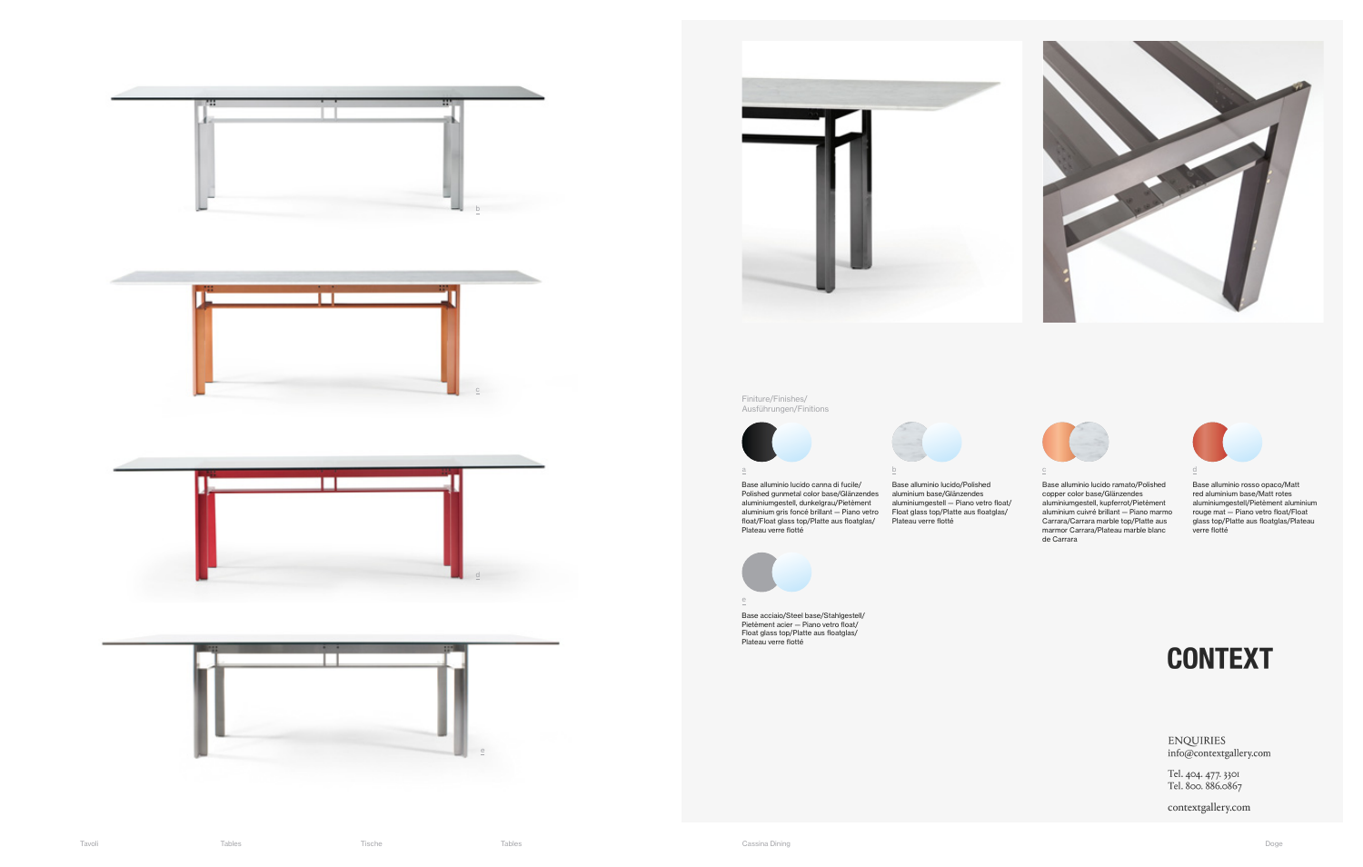Finiture/Finishes/
Ausführungen/Finitions

a

Base alluminio lucido canna di fucile/
Polished gunmetal color base/Glänzendes aluminiumgestell, dunkelgrau/Piètement aluminium gris foncé brillant — Piano vetro float/Float glass top/Platte aus floatglas/
Plateau verre flotté

b

Base alluminio lucido/Polished aluminium base/Glänzendes aluminiumgestell — Piano vetro float/
Float glass top/Platte aus floatglas/
Plateau verre flotté

c

Base alluminio lucido ramato/Polished copper color base/Glänzendes aluminiumgestell, kupferrot/Piètement aluminium cuivré brillant — Piano marmo Carrara/Carrara marble top/Platte aus marmor Carrara/Plateau marble blanc de Carrara

d

Base alluminio rosso opaco/Matt red aluminium base/Matt rotes aluminiumgestell/Piètement aluminium rouge mat — Piano vetro float/Float glass top/Platte aus floatglas/Plateau verre flotté

e

Base acciaio/Steel base/Stahlgestell/
Piètement acier — Piano vetro float/
Float glass top/Platte aus floatglas/
Plateau verre flotté

# CONTEXT

ENQUIRIES
info@contextgallery.com

Tel. 404. 477. 3301
Tel. 800. 886.0867

contextgallery.com